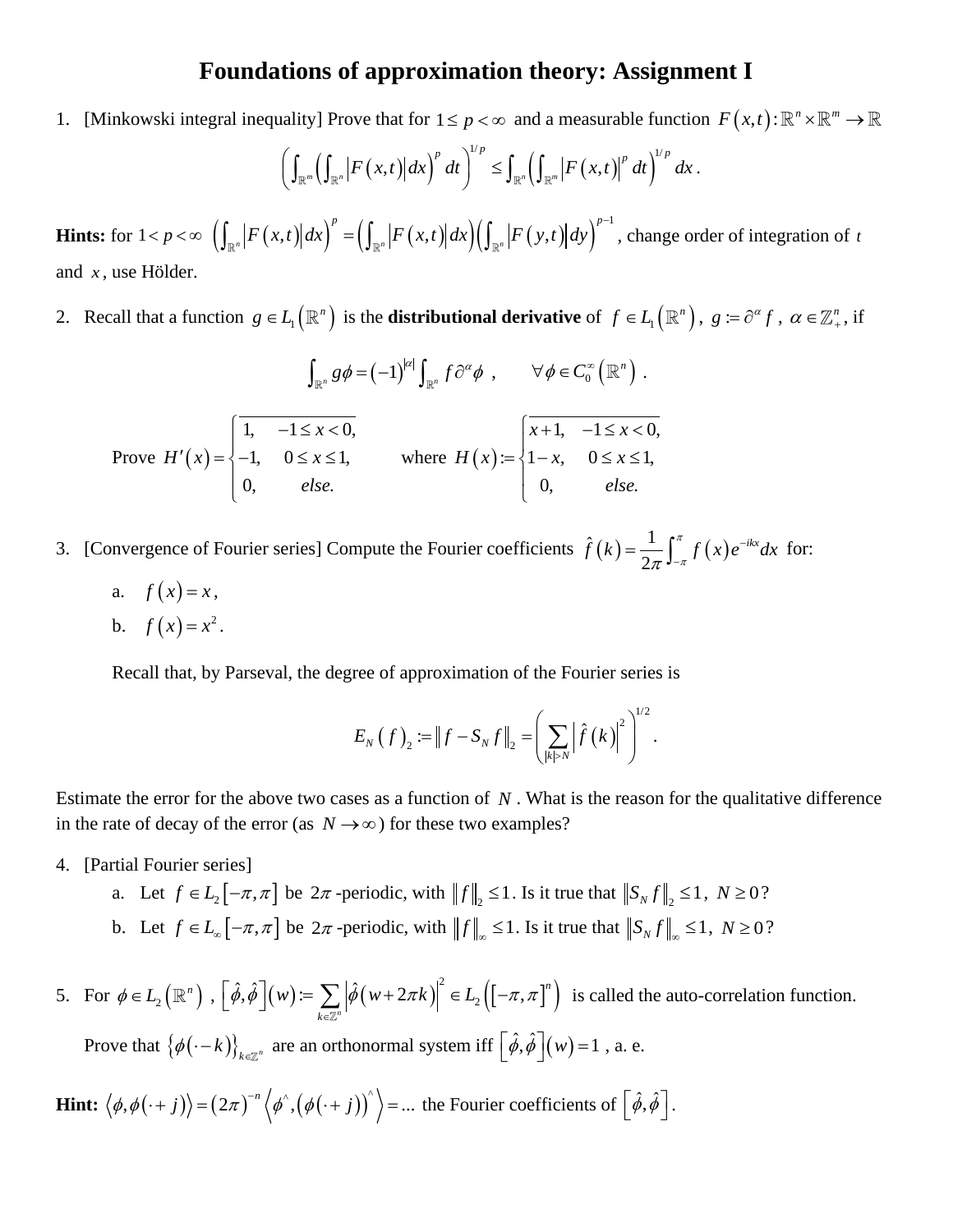# Foundations of approximation theory: Assignment I

1. [Minkowski integral inequality] Prove that for $1 \le p < \infty$ and a measurable function $F(x,t): \mathbb{R}^n \times \mathbb{R}^m \to \mathbb{R}$

$$\left( \int_{\mathbb{R}^m} \left( \int_{\mathbb{R}^n} |F(x,t)| dx \right)^p dt \right)^{1/p} \le \int_{\mathbb{R}^n} \left( \int_{\mathbb{R}^m} |F(x,t)|^p dt \right)^{1/p} dx .$$

**Hints:** for $1 < p < \infty$ $\left( \int_{\mathbb{R}^n} |F(x,t)| dx \right)^p = \left( \int_{\mathbb{R}^n} |F(x,t)| dx \right) \left( \int_{\mathbb{R}^n} |F(y,t)| dy \right)^{p-1}$, change order of integration of $t$ and $x$, use Hölder.

2. Recall that a function $g \in L_1(\mathbb{R}^n)$ is the **distributional derivative** of $f \in L_1(\mathbb{R}^n)$, $g := \partial^\alpha f$, $\alpha \in \mathbb{Z}_+^n$, if

$$\int_{\mathbb{R}^n} g\phi = (-1)^{|\alpha|} \int_{\mathbb{R}^n} f \partial^\alpha \phi \ , \qquad \forall \phi \in C_0^\infty(\mathbb{R}^n) \ .$$

Prove $H'(x) = \begin{cases} 1, & -1 \le x < 0, \\ -1, & 0 \le x \le 1, \\ 0, & else. \end{cases}$ where $H(x) := \begin{cases} x+1, & -1 \le x < 0, \\ 1-x, & 0 \le x \le 1, \\ 0, & else. \end{cases}$

3. [Convergence of Fourier series] Compute the Fourier coefficients $\hat{f}(k) = \frac{1}{2\pi} \int_{-\pi}^{\pi} f(x) e^{-ikx} dx$ for:

   a. $f(x) = x$,

   b. $f(x) = x^2$.

   Recall that, by Parseval, the degree of approximation of the Fourier series is

$$E_N(f)_2 := \| f - S_N f \|_2 = \left( \sum_{|k|>N} \left| \hat{f}(k) \right|^2 \right)^{1/2} .$$

Estimate the error for the above two cases as a function of $N$. What is the reason for the qualitative difference in the rate of decay of the error (as $N \to \infty$) for these two examples?

4. [Partial Fourier series]

   a. Let $f \in L_2[-\pi,\pi]$ be $2\pi$-periodic, with $\|f\|_2 \le 1$. Is it true that $\|S_N f\|_2 \le 1$, $N \ge 0$?

   b. Let $f \in L_\infty[-\pi,\pi]$ be $2\pi$-periodic, with $\|f\|_\infty \le 1$. Is it true that $\|S_N f\|_\infty \le 1$, $N \ge 0$?

5. For $\phi \in L_2(\mathbb{R}^n)$, $\left[\hat{\phi},\hat{\phi}\right](w) := \sum_{k \in \mathbb{Z}^n} \left| \hat{\phi}(w + 2\pi k) \right|^2 \in L_2\left([-\pi,\pi]^n\right)$ is called the auto-correlation function.

   Prove that $\{\phi(\cdot - k)\}_{k \in \mathbb{Z}^n}$ are an orthonormal system iff $\left[\hat{\phi},\hat{\phi}\right](w) = 1$, a. e.

**Hint:** $\langle \phi, \phi(\cdot + j) \rangle = (2\pi)^{-n} \left\langle \phi^\wedge, (\phi(\cdot + j))^\wedge \right\rangle = \ldots$ the Fourier coefficients of $\left[\hat{\phi},\hat{\phi}\right]$.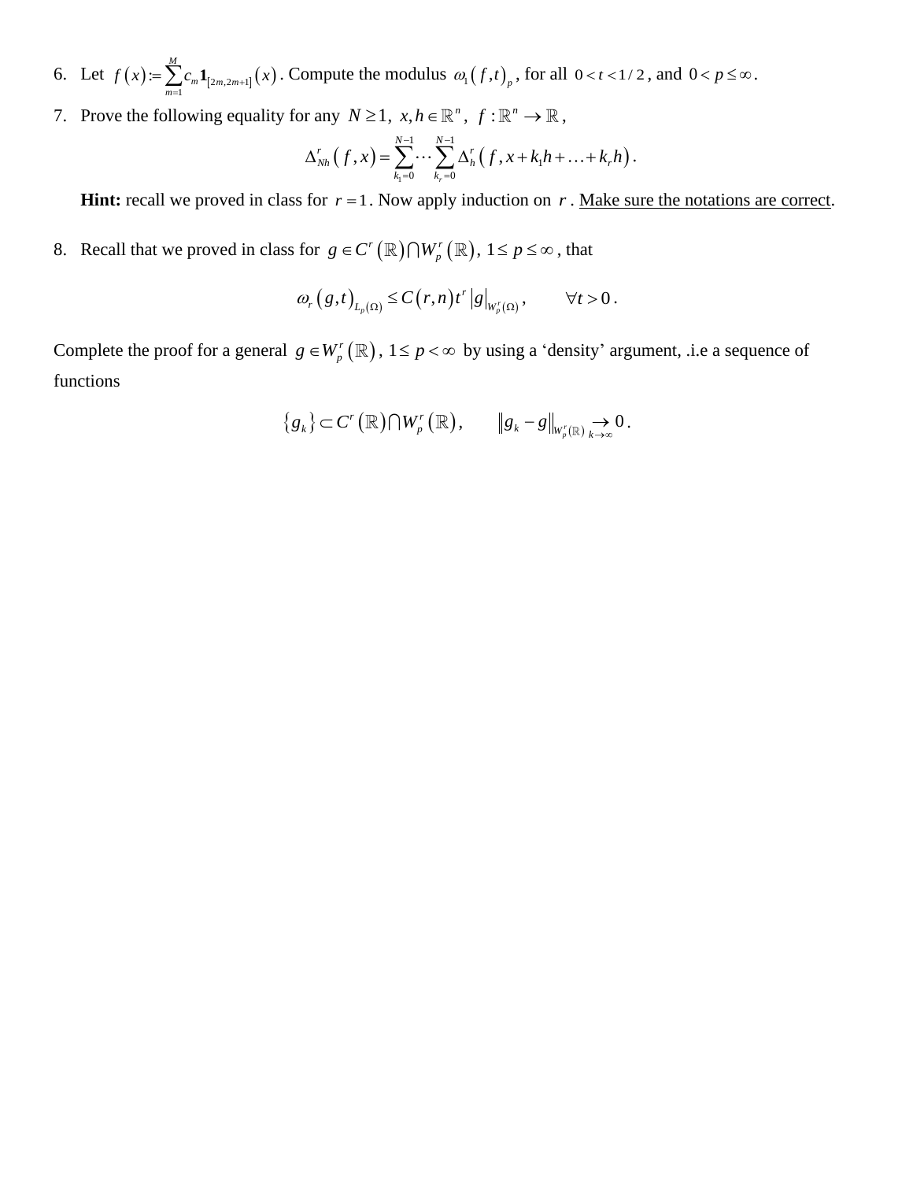6. Let $f(x) := \sum_{m=1}^{M} c_m \mathbf{1}_{[2m,2m+1]}(x)$. Compute the modulus $\omega_1(f,t)_p$, for all $0 < t < 1/2$, and $0 < p \le \infty$.

7. Prove the following equality for any $N \ge 1$, $x, h \in \mathbb{R}^n$, $f : \mathbb{R}^n \to \mathbb{R}$,

$$\Delta_{Nh}^{r}(f,x) = \sum_{k_1=0}^{N-1} \cdots \sum_{k_r=0}^{N-1} \Delta_h^r(f, x + k_1 h + \ldots + k_r h).$$

   **Hint:** recall we proved in class for $r = 1$. Now apply induction on $r$. Make sure the notations are correct.

8. Recall that we proved in class for $g \in C^r(\mathbb{R}) \cap W_p^r(\mathbb{R})$, $1 \le p \le \infty$, that

$$\omega_r(g,t)_{L_p(\Omega)} \le C(r,n) t^r |g|_{W_p^r(\Omega)}, \qquad \forall t > 0.$$

Complete the proof for a general $g \in W_p^r(\mathbb{R})$, $1 \le p < \infty$ by using a 'density' argument, .i.e a sequence of functions

$$\{g_k\} \subset C^r(\mathbb{R}) \cap W_p^r(\mathbb{R}), \qquad \|g_k - g\|_{W_p^r(\mathbb{R})} \underset{k \to \infty}{\to} 0.$$